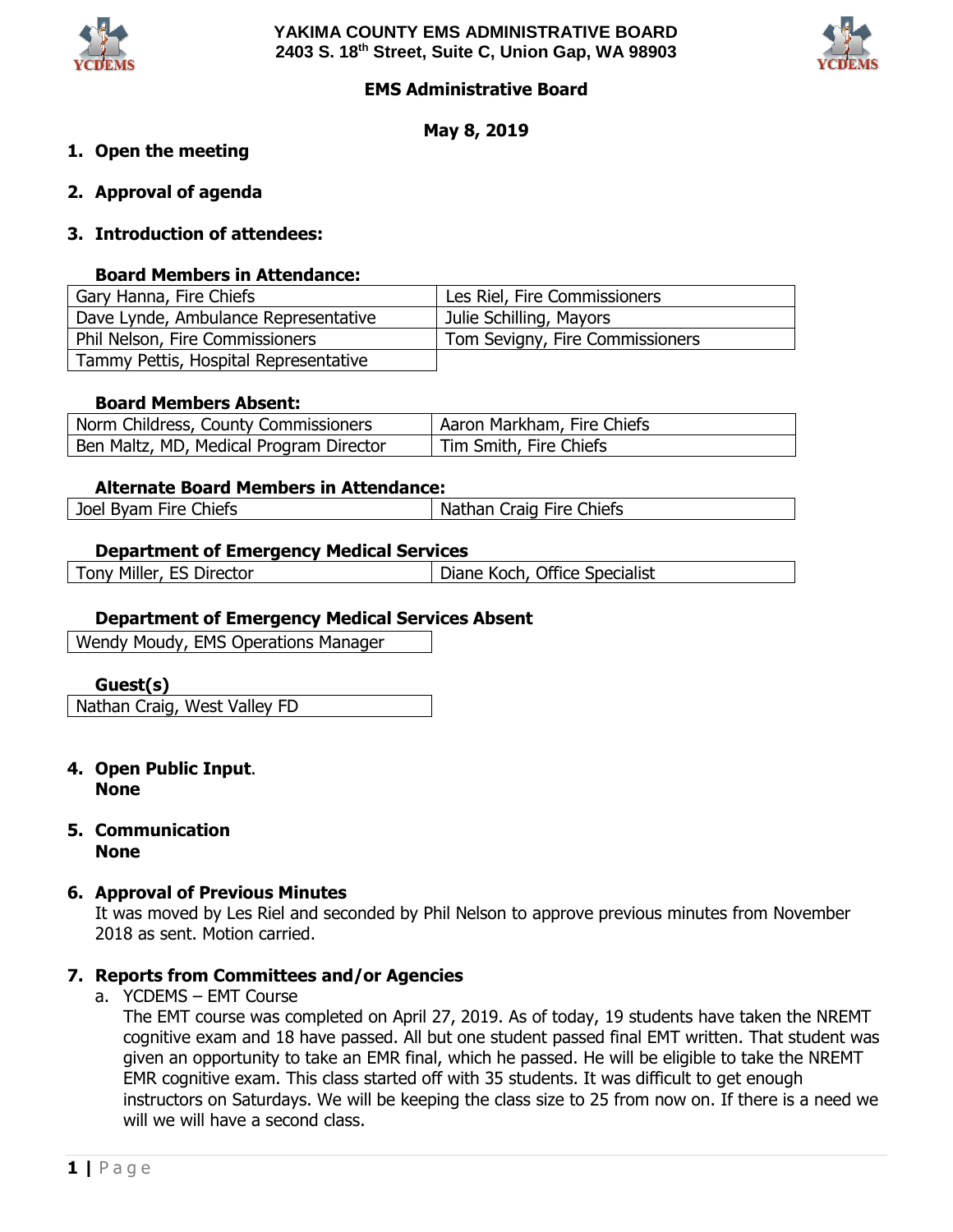# YAKIMA COUNTY EMS ADMINISTRATIVE BOARD
## 2403 S. 18th Street, Suite C, Union Gap, WA 98903

### EMS Administrative Board

**May 8, 2019**

1. **Open the meeting**

2. **Approval of agenda**

3. **Introduction of attendees:**

**Board Members in Attendance:**

| | |
|---|---|
| Gary Hanna, Fire Chiefs | Les Riel, Fire Commissioners |
| Dave Lynde, Ambulance Representative | Julie Schilling, Mayors |
| Phil Nelson, Fire Commissioners | Tom Sevigny, Fire Commissioners |
| Tammy Pettis, Hospital Representative | |

**Board Members Absent:**

| | |
|---|---|
| Norm Childress, County Commissioners | Aaron Markham, Fire Chiefs |
| Ben Maltz, MD, Medical Program Director | Tim Smith, Fire Chiefs |

**Alternate Board Members in Attendance:**

| | |
|---|---|
| Joel Byam Fire Chiefs | Nathan Craig Fire Chiefs |

**Department of Emergency Medical Services**

| | |
|---|---|
| Tony Miller, ES Director | Diane Koch, Office Specialist |

**Department of Emergency Medical Services Absent**

| |
|---|
| Wendy Moudy, EMS Operations Manager |

**Guest(s)**

| |
|---|
| Nathan Craig, West Valley FD |

4. **Open Public Input**.
   **None**

5. **Communication**
   **None**

6. **Approval of Previous Minutes**
   It was moved by Les Riel and seconded by Phil Nelson to approve previous minutes from November 2018 as sent. Motion carried.

7. **Reports from Committees and/or Agencies**
   a. YCDEMS – EMT Course
      The EMT course was completed on April 27, 2019. As of today, 19 students have taken the NREMT cognitive exam and 18 have passed. All but one student passed final EMT written. That student was given an opportunity to take an EMR final, which he passed. He will be eligible to take the NREMT EMR cognitive exam. This class started off with 35 students. It was difficult to get enough instructors on Saturdays. We will be keeping the class size to 25 from now on. If there is a need we will we will have a second class.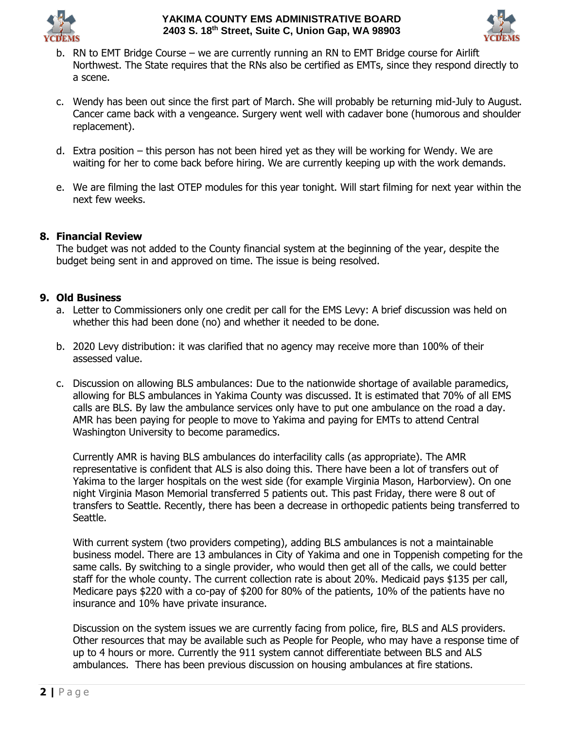b. RN to EMT Bridge Course – we are currently running an RN to EMT Bridge course for Airlift Northwest. The State requires that the RNs also be certified as EMTs, since they respond directly to a scene.

c. Wendy has been out since the first part of March. She will probably be returning mid-July to August. Cancer came back with a vengeance. Surgery went well with cadaver bone (humorous and shoulder replacement).

d. Extra position – this person has not been hired yet as they will be working for Wendy. We are waiting for her to come back before hiring. We are currently keeping up with the work demands.

e. We are filming the last OTEP modules for this year tonight. Will start filming for next year within the next few weeks.

## 8. Financial Review

The budget was not added to the County financial system at the beginning of the year, despite the budget being sent in and approved on time. The issue is being resolved.

## 9. Old Business

a. Letter to Commissioners only one credit per call for the EMS Levy: A brief discussion was held on whether this had been done (no) and whether it needed to be done.

b. 2020 Levy distribution: it was clarified that no agency may receive more than 100% of their assessed value.

c. Discussion on allowing BLS ambulances: Due to the nationwide shortage of available paramedics, allowing for BLS ambulances in Yakima County was discussed. It is estimated that 70% of all EMS calls are BLS. By law the ambulance services only have to put one ambulance on the road a day. AMR has been paying for people to move to Yakima and paying for EMTs to attend Central Washington University to become paramedics.

   Currently AMR is having BLS ambulances do interfacility calls (as appropriate). The AMR representative is confident that ALS is also doing this. There have been a lot of transfers out of Yakima to the larger hospitals on the west side (for example Virginia Mason, Harborview). On one night Virginia Mason Memorial transferred 5 patients out. This past Friday, there were 8 out of transfers to Seattle. Recently, there has been a decrease in orthopedic patients being transferred to Seattle.

   With current system (two providers competing), adding BLS ambulances is not a maintainable business model. There are 13 ambulances in City of Yakima and one in Toppenish competing for the same calls. By switching to a single provider, who would then get all of the calls, we could better staff for the whole county. The current collection rate is about 20%. Medicaid pays $135 per call, Medicare pays $220 with a co-pay of $200 for 80% of the patients, 10% of the patients have no insurance and 10% have private insurance.

   Discussion on the system issues we are currently facing from police, fire, BLS and ALS providers. Other resources that may be available such as People for People, who may have a response time of up to 4 hours or more. Currently the 911 system cannot differentiate between BLS and ALS ambulances. There has been previous discussion on housing ambulances at fire stations.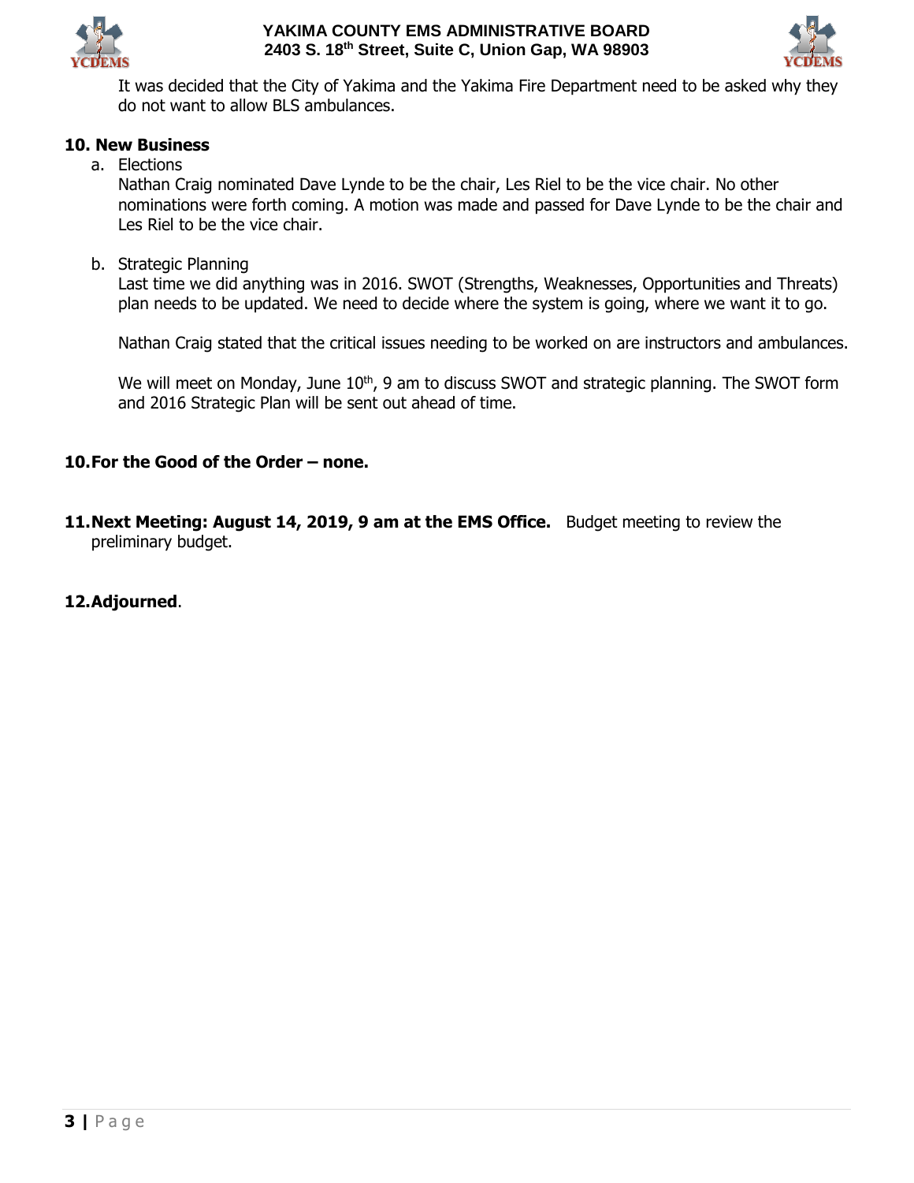It was decided that the City of Yakima and the Yakima Fire Department need to be asked why they do not want to allow BLS ambulances.

**10. New Business**

a. Elections

Nathan Craig nominated Dave Lynde to be the chair, Les Riel to be the vice chair. No other nominations were forth coming. A motion was made and passed for Dave Lynde to be the chair and Les Riel to be the vice chair.

b. Strategic Planning

Last time we did anything was in 2016. SWOT (Strengths, Weaknesses, Opportunities and Threats) plan needs to be updated. We need to decide where the system is going, where we want it to go.

Nathan Craig stated that the critical issues needing to be worked on are instructors and ambulances.

We will meet on Monday, June 10th, 9 am to discuss SWOT and strategic planning. The SWOT form and 2016 Strategic Plan will be sent out ahead of time.

**10. For the Good of the Order – none.**

**11. Next Meeting: August 14, 2019, 9 am at the EMS Office.** Budget meeting to review the preliminary budget.

**12. Adjourned**.